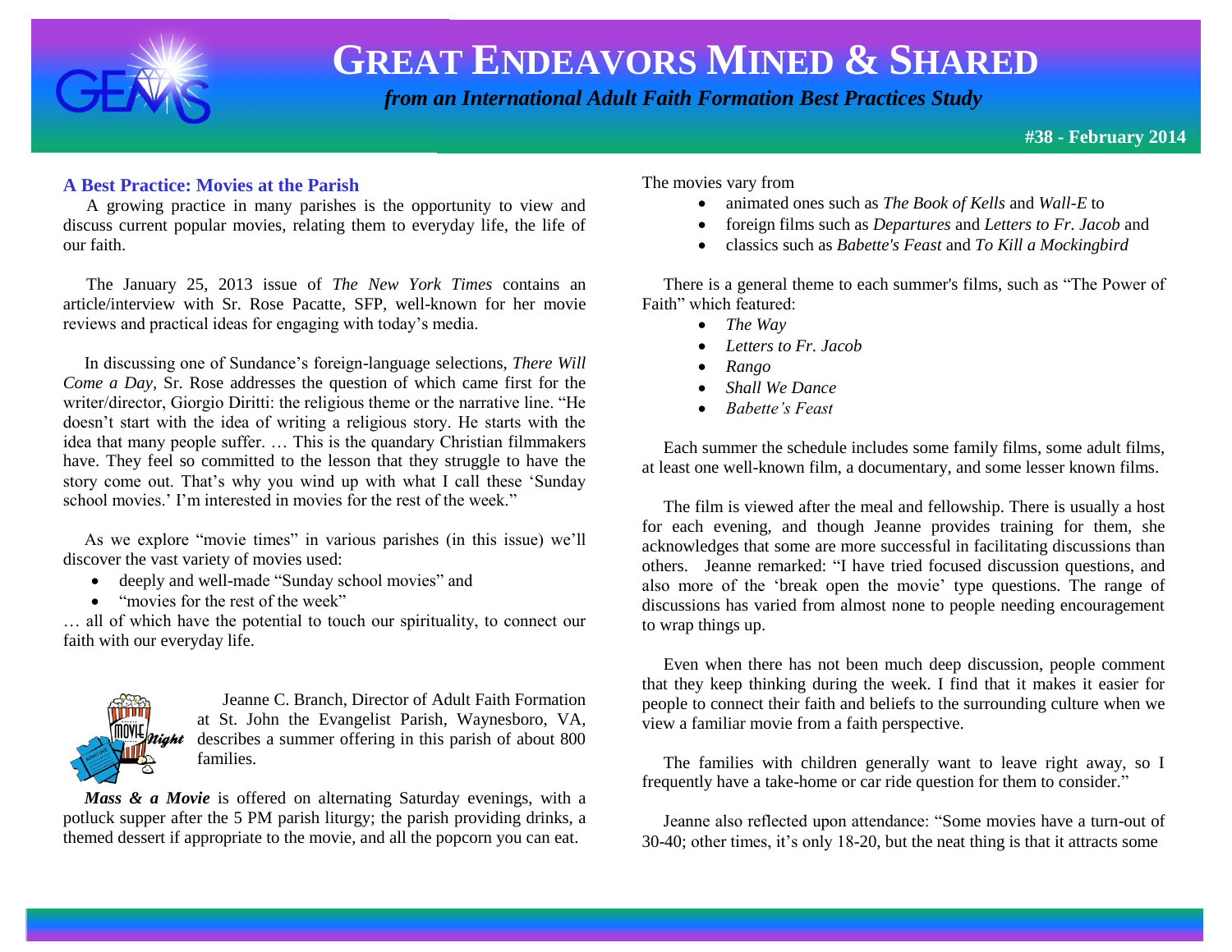# GREAT ENDEAVORS MINED & SHARED

***from an International Adult Faith Formation Best Practices Study***

**#38 - February 2014**

## A Best Practice: Movies at the Parish

A growing practice in many parishes is the opportunity to view and discuss current popular movies, relating them to everyday life, the life of our faith.

The January 25, 2013 issue of *The New York Times* contains an article/interview with Sr. Rose Pacatte, SFP, well-known for her movie reviews and practical ideas for engaging with today's media.

In discussing one of Sundance's foreign-language selections, *There Will Come a Day*, Sr. Rose addresses the question of which came first for the writer/director, Giorgio Diritti: the religious theme or the narrative line. "He doesn't start with the idea of writing a religious story. He starts with the idea that many people suffer. … This is the quandary Christian filmmakers have. They feel so committed to the lesson that they struggle to have the story come out. That's why you wind up with what I call these 'Sunday school movies.' I'm interested in movies for the rest of the week."

As we explore "movie times" in various parishes (in this issue) we'll discover the vast variety of movies used:

- deeply and well-made "Sunday school movies" and
- "movies for the rest of the week"

… all of which have the potential to touch our spirituality, to connect our faith with our everyday life.

Jeanne C. Branch, Director of Adult Faith Formation at St. John the Evangelist Parish, Waynesboro, VA, describes a summer offering in this parish of about 800 families.

***Mass & a Movie*** is offered on alternating Saturday evenings, with a potluck supper after the 5 PM parish liturgy; the parish providing drinks, a themed dessert if appropriate to the movie, and all the popcorn you can eat.

The movies vary from

- animated ones such as *The Book of Kells* and *Wall-E* to
- foreign films such as *Departures* and *Letters to Fr. Jacob* and
- classics such as *Babette's Feast* and *To Kill a Mockingbird*

There is a general theme to each summer's films, such as "The Power of Faith" which featured:

- *The Way*
- *Letters to Fr. Jacob*
- *Rango*
- *Shall We Dance*
- *Babette's Feast*

Each summer the schedule includes some family films, some adult films, at least one well-known film, a documentary, and some lesser known films.

The film is viewed after the meal and fellowship. There is usually a host for each evening, and though Jeanne provides training for them, she acknowledges that some are more successful in facilitating discussions than others. Jeanne remarked: "I have tried focused discussion questions, and also more of the 'break open the movie' type questions. The range of discussions has varied from almost none to people needing encouragement to wrap things up.

Even when there has not been much deep discussion, people comment that they keep thinking during the week. I find that it makes it easier for people to connect their faith and beliefs to the surrounding culture when we view a familiar movie from a faith perspective.

The families with children generally want to leave right away, so I frequently have a take-home or car ride question for them to consider."

Jeanne also reflected upon attendance: "Some movies have a turn-out of 30-40; other times, it's only 18-20, but the neat thing is that it attracts some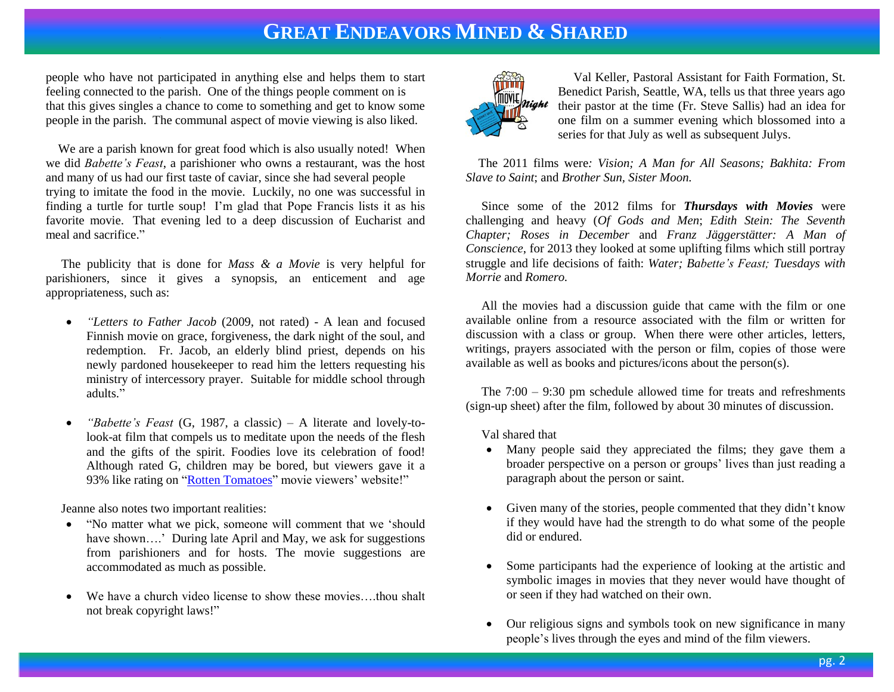people who have not participated in anything else and helps them to start feeling connected to the parish. One of the things people comment on is that this gives singles a chance to come to something and get to know some people in the parish. The communal aspect of movie viewing is also liked.

We are a parish known for great food which is also usually noted! When we did *Babette's Feast*, a parishioner who owns a restaurant, was the host and many of us had our first taste of caviar, since she had several people trying to imitate the food in the movie. Luckily, no one was successful in finding a turtle for turtle soup! I'm glad that Pope Francis lists it as his favorite movie. That evening led to a deep discussion of Eucharist and meal and sacrifice."

The publicity that is done for *Mass & a Movie* is very helpful for parishioners, since it gives a synopsis, an enticement and age appropriateness, such as:

- *"Letters to Father Jacob* (2009, not rated) - A lean and focused Finnish movie on grace, forgiveness, the dark night of the soul, and redemption. Fr. Jacob, an elderly blind priest, depends on his newly pardoned housekeeper to read him the letters requesting his ministry of intercessory prayer. Suitable for middle school through adults."

- *"Babette's Feast* (G, 1987, a classic) – A literate and lovely-to-look-at film that compels us to meditate upon the needs of the flesh and the gifts of the spirit. Foodies love its celebration of food! Although rated G, children may be bored, but viewers gave it a 93% like rating on "Rotten Tomatoes" movie viewers' website!"

Jeanne also notes two important realities:

- "No matter what we pick, someone will comment that we 'should have shown….' During late April and May, we ask for suggestions from parishioners and for hosts. The movie suggestions are accommodated as much as possible.

- We have a church video license to show these movies….thou shalt not break copyright laws!"

Val Keller, Pastoral Assistant for Faith Formation, St. Benedict Parish, Seattle, WA, tells us that three years ago their pastor at the time (Fr. Steve Sallis) had an idea for one film on a summer evening which blossomed into a series for that July as well as subsequent Julys.

The 2011 films were: *Vision; A Man for All Seasons; Bakhita: From Slave to Saint*; and *Brother Sun, Sister Moon.*

Since some of the 2012 films for ***Thursdays with Movies*** were challenging and heavy (*Of Gods and Men*; *Edith Stein: The Seventh Chapter; Roses in December* and *Franz Jäggerstätter: A Man of Conscience*, for 2013 they looked at some uplifting films which still portray struggle and life decisions of faith: *Water; Babette's Feast; Tuesdays with Morrie* and *Romero.*

All the movies had a discussion guide that came with the film or one available online from a resource associated with the film or written for discussion with a class or group. When there were other articles, letters, writings, prayers associated with the person or film, copies of those were available as well as books and pictures/icons about the person(s).

The 7:00 – 9:30 pm schedule allowed time for treats and refreshments (sign-up sheet) after the film, followed by about 30 minutes of discussion.

Val shared that

- Many people said they appreciated the films; they gave them a broader perspective on a person or groups' lives than just reading a paragraph about the person or saint.

- Given many of the stories, people commented that they didn't know if they would have had the strength to do what some of the people did or endured.

- Some participants had the experience of looking at the artistic and symbolic images in movies that they never would have thought of or seen if they had watched on their own.

- Our religious signs and symbols took on new significance in many people's lives through the eyes and mind of the film viewers.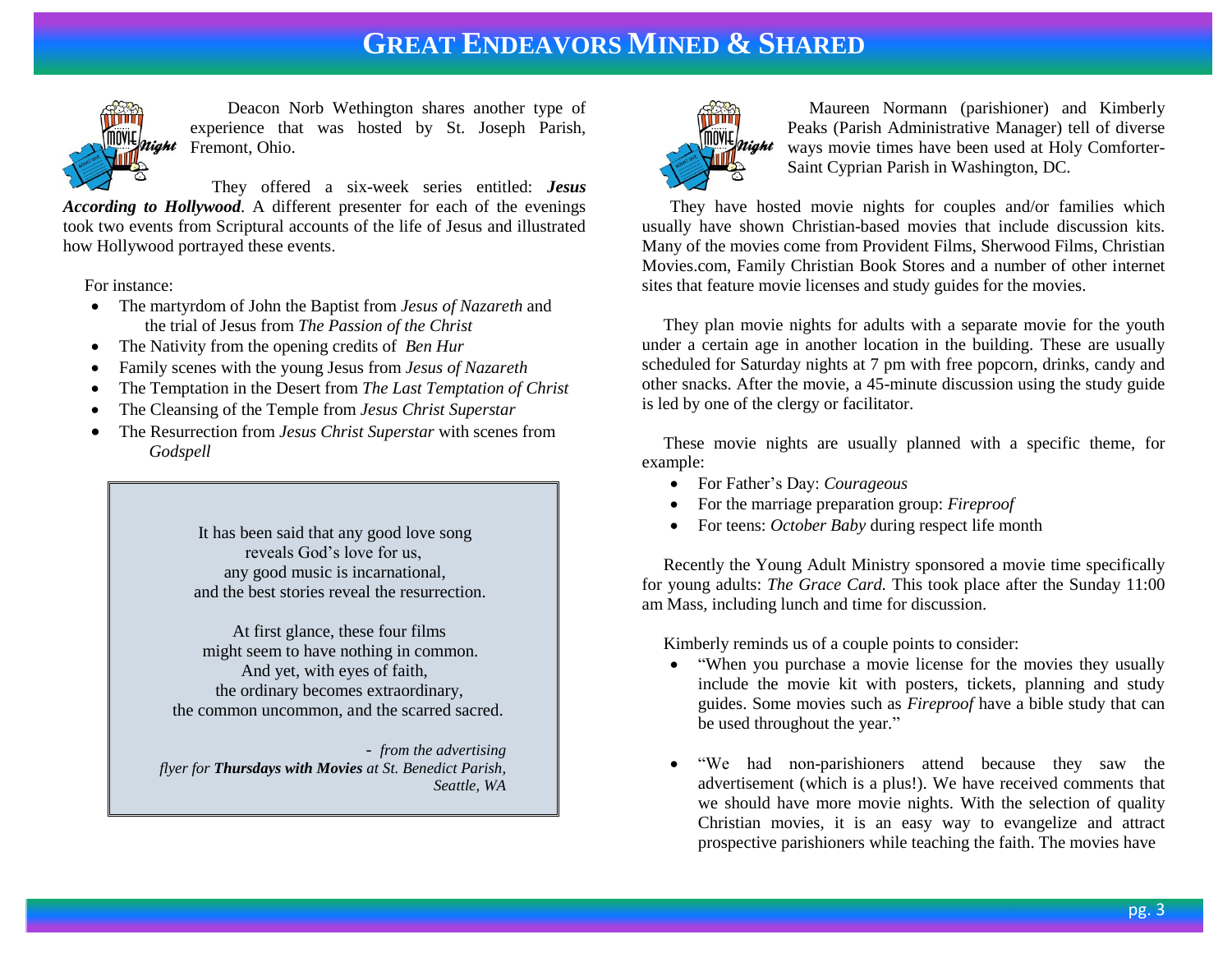# GREAT ENDEAVORS MINED & SHARED

Deacon Norb Wethington shares another type of experience that was hosted by St. Joseph Parish, Fremont, Ohio.

They offered a six-week series entitled: ***Jesus According to Hollywood***. A different presenter for each of the evenings took two events from Scriptural accounts of the life of Jesus and illustrated how Hollywood portrayed these events.

For instance:

- The martyrdom of John the Baptist from *Jesus of Nazareth* and the trial of Jesus from *The Passion of the Christ*
- The Nativity from the opening credits of *Ben Hur*
- Family scenes with the young Jesus from *Jesus of Nazareth*
- The Temptation in the Desert from *The Last Temptation of Christ*
- The Cleansing of the Temple from *Jesus Christ Superstar*
- The Resurrection from *Jesus Christ Superstar* with scenes from *Godspell*

> It has been said that any good love song
> reveals God's love for us,
> any good music is incarnational,
> and the best stories reveal the resurrection.
>
> At first glance, these four films
> might seem to have nothing in common.
> And yet, with eyes of faith,
> the ordinary becomes extraordinary,
> the common uncommon, and the scarred sacred.
>
> - *from the advertising flyer for **Thursdays with Movies** at St. Benedict Parish, Seattle, WA*

Maureen Normann (parishioner) and Kimberly Peaks (Parish Administrative Manager) tell of diverse ways movie times have been used at Holy Comforter-Saint Cyprian Parish in Washington, DC.

They have hosted movie nights for couples and/or families which usually have shown Christian-based movies that include discussion kits. Many of the movies come from Provident Films, Sherwood Films, Christian Movies.com, Family Christian Book Stores and a number of other internet sites that feature movie licenses and study guides for the movies.

They plan movie nights for adults with a separate movie for the youth under a certain age in another location in the building. These are usually scheduled for Saturday nights at 7 pm with free popcorn, drinks, candy and other snacks. After the movie, a 45-minute discussion using the study guide is led by one of the clergy or facilitator.

These movie nights are usually planned with a specific theme, for example:

- For Father's Day: *Courageous*
- For the marriage preparation group: *Fireproof*
- For teens: *October Baby* during respect life month

Recently the Young Adult Ministry sponsored a movie time specifically for young adults: *The Grace Card.* This took place after the Sunday 11:00 am Mass, including lunch and time for discussion.

Kimberly reminds us of a couple points to consider:

- "When you purchase a movie license for the movies they usually include the movie kit with posters, tickets, planning and study guides. Some movies such as *Fireproof* have a bible study that can be used throughout the year."
- "We had non-parishioners attend because they saw the advertisement (which is a plus!). We have received comments that we should have more movie nights. With the selection of quality Christian movies, it is an easy way to evangelize and attract prospective parishioners while teaching the faith. The movies have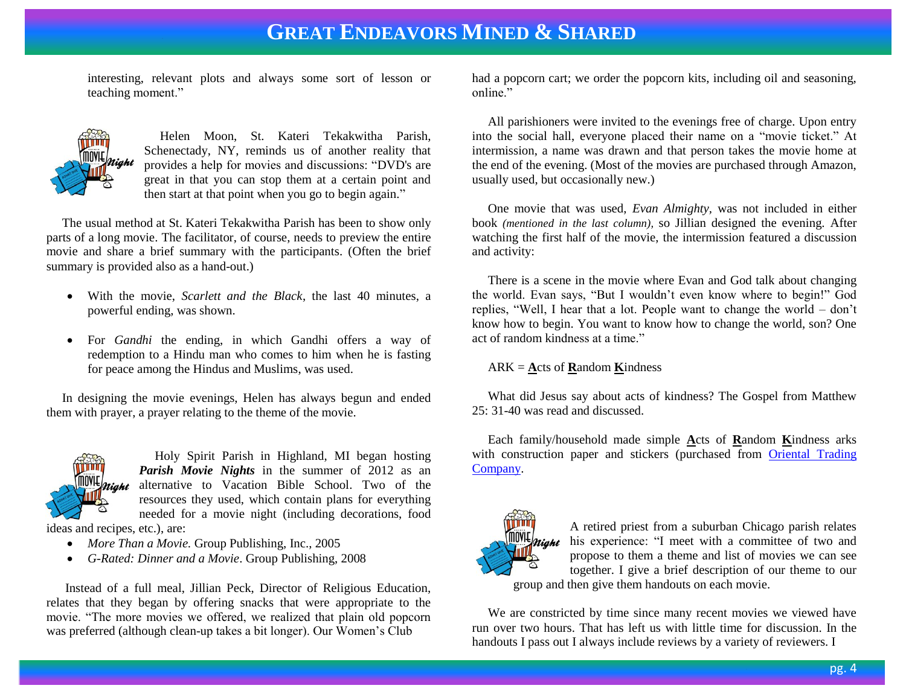interesting, relevant plots and always some sort of lesson or teaching moment."

Helen Moon, St. Kateri Tekakwitha Parish, Schenectady, NY, reminds us of another reality that provides a help for movies and discussions: "DVD's are great in that you can stop them at a certain point and then start at that point when you go to begin again."

The usual method at St. Kateri Tekakwitha Parish has been to show only parts of a long movie. The facilitator, of course, needs to preview the entire movie and share a brief summary with the participants. (Often the brief summary is provided also as a hand-out.)

- With the movie, *Scarlett and the Black*, the last 40 minutes, a powerful ending, was shown.
- For *Gandhi* the ending, in which Gandhi offers a way of redemption to a Hindu man who comes to him when he is fasting for peace among the Hindus and Muslims, was used.

In designing the movie evenings, Helen has always begun and ended them with prayer, a prayer relating to the theme of the movie.

Holy Spirit Parish in Highland, MI began hosting ***Parish Movie Nights*** in the summer of 2012 as an alternative to Vacation Bible School. Two of the resources they used, which contain plans for everything needed for a movie night (including decorations, food ideas and recipes, etc.), are:

- *More Than a Movie.* Group Publishing, Inc., 2005
- *G-Rated: Dinner and a Movie*. Group Publishing, 2008

Instead of a full meal, Jillian Peck, Director of Religious Education, relates that they began by offering snacks that were appropriate to the movie. "The more movies we offered, we realized that plain old popcorn was preferred (although clean-up takes a bit longer). Our Women's Club had a popcorn cart; we order the popcorn kits, including oil and seasoning, online."

All parishioners were invited to the evenings free of charge. Upon entry into the social hall, everyone placed their name on a "movie ticket." At intermission, a name was drawn and that person takes the movie home at the end of the evening. (Most of the movies are purchased through Amazon, usually used, but occasionally new.)

One movie that was used, *Evan Almighty*, was not included in either book *(mentioned in the last column)*, so Jillian designed the evening. After watching the first half of the movie, the intermission featured a discussion and activity:

There is a scene in the movie where Evan and God talk about changing the world. Evan says, "But I wouldn't even know where to begin!" God replies, "Well, I hear that a lot. People want to change the world – don't know how to begin. You want to know how to change the world, son? One act of random kindness at a time."

ARK = **A**cts of **R**andom **K**indness

What did Jesus say about acts of kindness? The Gospel from Matthew 25: 31-40 was read and discussed.

Each family/household made simple **A**cts of **R**andom **K**indness arks with construction paper and stickers (purchased from Oriental Trading Company.

A retired priest from a suburban Chicago parish relates his experience: "I meet with a committee of two and propose to them a theme and list of movies we can see together. I give a brief description of our theme to our group and then give them handouts on each movie.

We are constricted by time since many recent movies we viewed have run over two hours. That has left us with little time for discussion. In the handouts I pass out I always include reviews by a variety of reviewers. I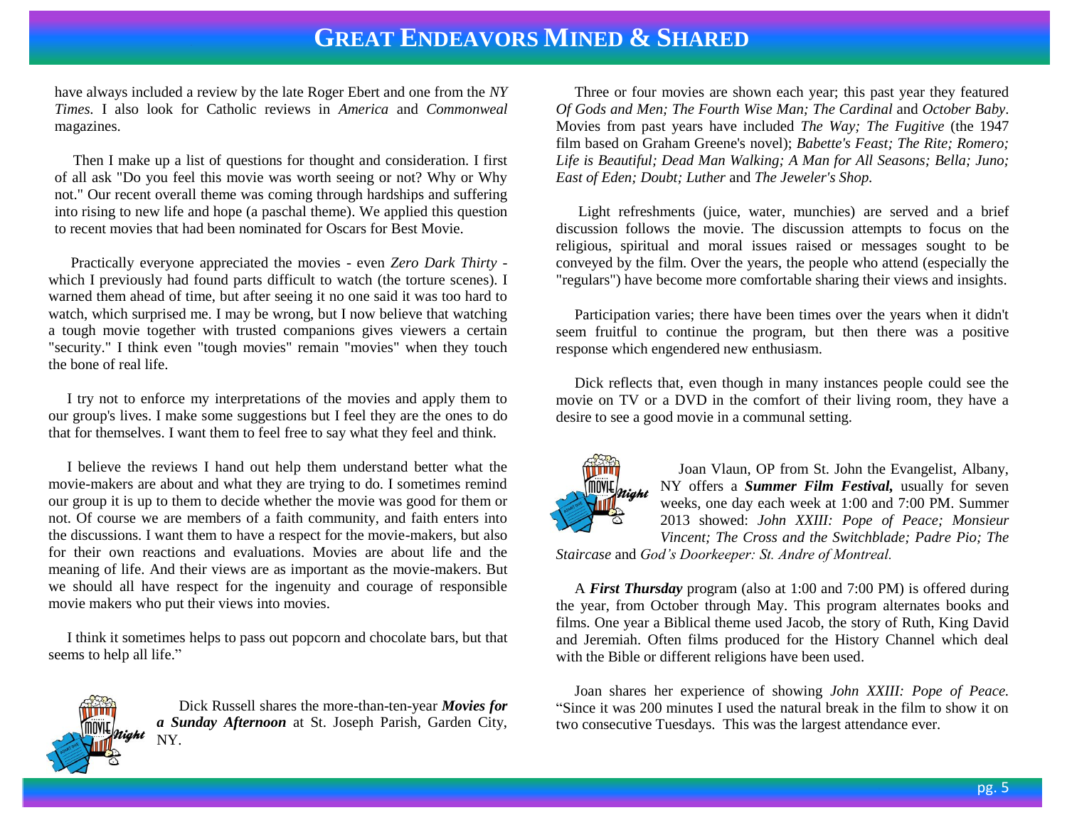have always included a review by the late Roger Ebert and one from the *NY Times*. I also look for Catholic reviews in *America* and *Commonweal* magazines.

Then I make up a list of questions for thought and consideration. I first of all ask "Do you feel this movie was worth seeing or not? Why or Why not." Our recent overall theme was coming through hardships and suffering into rising to new life and hope (a paschal theme). We applied this question to recent movies that had been nominated for Oscars for Best Movie.

Practically everyone appreciated the movies - even *Zero Dark Thirty* - which I previously had found parts difficult to watch (the torture scenes). I warned them ahead of time, but after seeing it no one said it was too hard to watch, which surprised me. I may be wrong, but I now believe that watching a tough movie together with trusted companions gives viewers a certain "security." I think even "tough movies" remain "movies" when they touch the bone of real life.

I try not to enforce my interpretations of the movies and apply them to our group's lives. I make some suggestions but I feel they are the ones to do that for themselves. I want them to feel free to say what they feel and think.

I believe the reviews I hand out help them understand better what the movie-makers are about and what they are trying to do. I sometimes remind our group it is up to them to decide whether the movie was good for them or not. Of course we are members of a faith community, and faith enters into the discussions. I want them to have a respect for the movie-makers, but also for their own reactions and evaluations. Movies are about life and the meaning of life. And their views are as important as the movie-makers. But we should all have respect for the ingenuity and courage of responsible movie makers who put their views into movies.

I think it sometimes helps to pass out popcorn and chocolate bars, but that seems to help all life."

Dick Russell shares the more-than-ten-year ***Movies for a Sunday Afternoon*** at St. Joseph Parish, Garden City, NY.

Three or four movies are shown each year; this past year they featured *Of Gods and Men; The Fourth Wise Man; The Cardinal* and *October Baby*. Movies from past years have included *The Way; The Fugitive* (the 1947 film based on Graham Greene's novel); *Babette's Feast; The Rite; Romero; Life is Beautiful; Dead Man Walking; A Man for All Seasons; Bella; Juno; East of Eden; Doubt; Luther* and *The Jeweler's Shop.*

Light refreshments (juice, water, munchies) are served and a brief discussion follows the movie. The discussion attempts to focus on the religious, spiritual and moral issues raised or messages sought to be conveyed by the film. Over the years, the people who attend (especially the "regulars") have become more comfortable sharing their views and insights.

Participation varies; there have been times over the years when it didn't seem fruitful to continue the program, but then there was a positive response which engendered new enthusiasm.

Dick reflects that, even though in many instances people could see the movie on TV or a DVD in the comfort of their living room, they have a desire to see a good movie in a communal setting.

Joan Vlaun, OP from St. John the Evangelist, Albany, NY offers a ***Summer Film Festival,*** usually for seven weeks, one day each week at 1:00 and 7:00 PM. Summer 2013 showed: *John XXIII: Pope of Peace; Monsieur Vincent; The Cross and the Switchblade; Padre Pio; The Staircase* and *God's Doorkeeper: St. Andre of Montreal.*

A ***First Thursday*** program (also at 1:00 and 7:00 PM) is offered during the year, from October through May. This program alternates books and films. One year a Biblical theme used Jacob, the story of Ruth, King David and Jeremiah. Often films produced for the History Channel which deal with the Bible or different religions have been used.

Joan shares her experience of showing *John XXIII: Pope of Peace.* "Since it was 200 minutes I used the natural break in the film to show it on two consecutive Tuesdays. This was the largest attendance ever.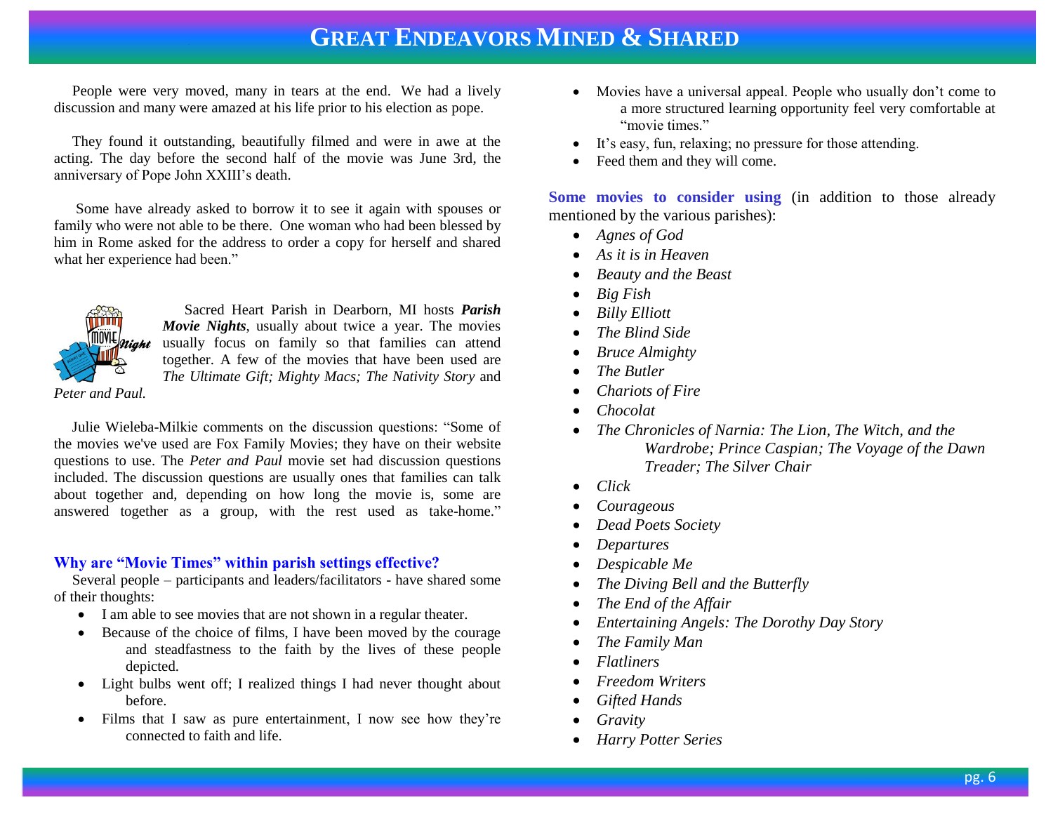People were very moved, many in tears at the end. We had a lively discussion and many were amazed at his life prior to his election as pope.

They found it outstanding, beautifully filmed and were in awe at the acting. The day before the second half of the movie was June 3rd, the anniversary of Pope John XXIII's death.

Some have already asked to borrow it to see it again with spouses or family who were not able to be there. One woman who had been blessed by him in Rome asked for the address to order a copy for herself and shared what her experience had been."

Sacred Heart Parish in Dearborn, MI hosts ***Parish Movie Nights***, usually about twice a year. The movies usually focus on family so that families can attend together. A few of the movies that have been used are *The Ultimate Gift; Mighty Macs; The Nativity Story* and *Peter and Paul.*

Julie Wieleba-Milkie comments on the discussion questions: "Some of the movies we've used are Fox Family Movies; they have on their website questions to use. The *Peter and Paul* movie set had discussion questions included. The discussion questions are usually ones that families can talk about together and, depending on how long the movie is, some are answered together as a group, with the rest used as take-home."

### Why are "Movie Times" within parish settings effective?

Several people – participants and leaders/facilitators - have shared some of their thoughts:

- I am able to see movies that are not shown in a regular theater.
- Because of the choice of films, I have been moved by the courage and steadfastness to the faith by the lives of these people depicted.
- Light bulbs went off; I realized things I had never thought about before.
- Films that I saw as pure entertainment, I now see how they're connected to faith and life.
- Movies have a universal appeal. People who usually don't come to a more structured learning opportunity feel very comfortable at "movie times."
- It's easy, fun, relaxing; no pressure for those attending.
- Feed them and they will come.

**Some movies to consider using** (in addition to those already mentioned by the various parishes):

- *Agnes of God*
- *As it is in Heaven*
- *Beauty and the Beast*
- *Big Fish*
- *Billy Elliott*
- *The Blind Side*
- *Bruce Almighty*
- *The Butler*
- *Chariots of Fire*
- *Chocolat*
- *The Chronicles of Narnia: The Lion, The Witch, and the Wardrobe; Prince Caspian; The Voyage of the Dawn Treader; The Silver Chair*
- *Click*
- *Courageous*
- *Dead Poets Society*
- *Departures*
- *Despicable Me*
- *The Diving Bell and the Butterfly*
- *The End of the Affair*
- *Entertaining Angels: The Dorothy Day Story*
- *The Family Man*
- *Flatliners*
- *Freedom Writers*
- *Gifted Hands*
- *Gravity*
- *Harry Potter Series*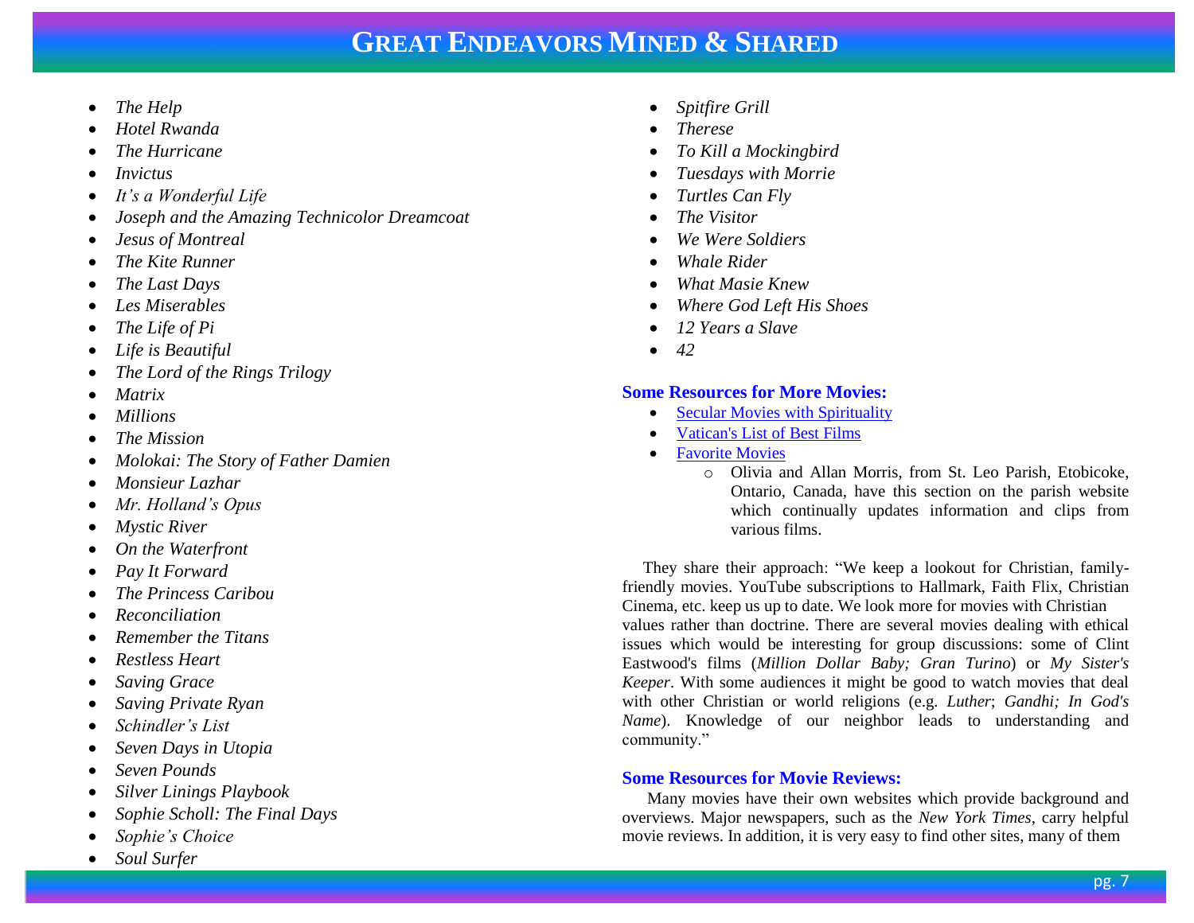- *The Help*
- *Hotel Rwanda*
- *The Hurricane*
- *Invictus*
- *It's a Wonderful Life*
- *Joseph and the Amazing Technicolor Dreamcoat*
- *Jesus of Montreal*
- *The Kite Runner*
- *The Last Days*
- *Les Miserables*
- *The Life of Pi*
- *Life is Beautiful*
- *The Lord of the Rings Trilogy*
- *Matrix*
- *Millions*
- *The Mission*
- *Molokai: The Story of Father Damien*
- *Monsieur Lazhar*
- *Mr. Holland's Opus*
- *Mystic River*
- *On the Waterfront*
- *Pay It Forward*
- *The Princess Caribou*
- *Reconciliation*
- *Remember the Titans*
- *Restless Heart*
- *Saving Grace*
- *Saving Private Ryan*
- *Schindler's List*
- *Seven Days in Utopia*
- *Seven Pounds*
- *Silver Linings Playbook*
- *Sophie Scholl: The Final Days*
- *Sophie's Choice*
- *Soul Surfer*
- *Spitfire Grill*
- *Therese*
- *To Kill a Mockingbird*
- *Tuesdays with Morrie*
- *Turtles Can Fly*
- *The Visitor*
- *We Were Soldiers*
- *Whale Rider*
- *What Masie Knew*
- *Where God Left His Shoes*
- *12 Years a Slave*
- *42*

**Some Resources for More Movies:**

- Secular Movies with Spirituality
- Vatican's List of Best Films
- Favorite Movies
  - Olivia and Allan Morris, from St. Leo Parish, Etobicoke, Ontario, Canada, have this section on the parish website which continually updates information and clips from various films.

They share their approach: "We keep a lookout for Christian, family-friendly movies. YouTube subscriptions to Hallmark, Faith Flix, Christian Cinema, etc. keep us up to date. We look more for movies with Christian values rather than doctrine. There are several movies dealing with ethical issues which would be interesting for group discussions: some of Clint Eastwood's films (*Million Dollar Baby; Gran Turino*) or *My Sister's Keeper*. With some audiences it might be good to watch movies that deal with other Christian or world religions (e.g. *Luther*; *Gandhi; In God's Name*). Knowledge of our neighbor leads to understanding and community."

**Some Resources for Movie Reviews:**

Many movies have their own websites which provide background and overviews. Major newspapers, such as the *New York Times*, carry helpful movie reviews. In addition, it is very easy to find other sites, many of them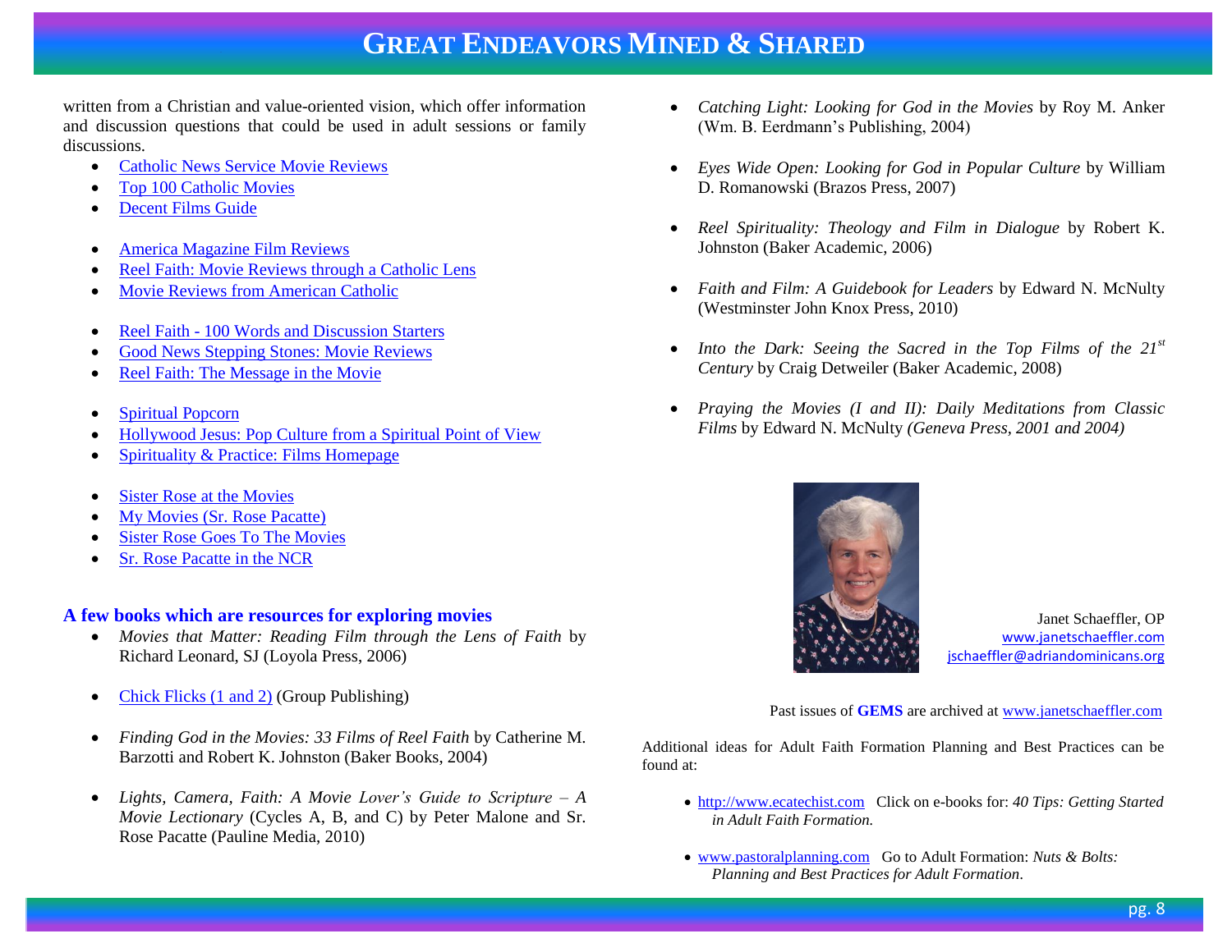written from a Christian and value-oriented vision, which offer information and discussion questions that could be used in adult sessions or family discussions.

- Catholic News Service Movie Reviews
- Top 100 Catholic Movies
- Decent Films Guide

- America Magazine Film Reviews
- Reel Faith: Movie Reviews through a Catholic Lens
- Movie Reviews from American Catholic

- Reel Faith - 100 Words and Discussion Starters
- Good News Stepping Stones: Movie Reviews
- Reel Faith: The Message in the Movie

- Spiritual Popcorn
- Hollywood Jesus: Pop Culture from a Spiritual Point of View
- Spirituality & Practice: Films Homepage

- Sister Rose at the Movies
- My Movies (Sr. Rose Pacatte)
- Sister Rose Goes To The Movies
- Sr. Rose Pacatte in the NCR

### A few books which are resources for exploring movies

- *Movies that Matter: Reading Film through the Lens of Faith* by Richard Leonard, SJ (Loyola Press, 2006)

- Chick Flicks (1 and 2) (Group Publishing)

- *Finding God in the Movies: 33 Films of Reel Faith* by Catherine M. Barzotti and Robert K. Johnston (Baker Books, 2004)

- *Lights, Camera, Faith: A Movie Lover's Guide to Scripture – A Movie Lectionary* (Cycles A, B, and C) by Peter Malone and Sr. Rose Pacatte (Pauline Media, 2010)

- *Catching Light: Looking for God in the Movies* by Roy M. Anker (Wm. B. Eerdmann's Publishing, 2004)

- *Eyes Wide Open: Looking for God in Popular Culture* by William D. Romanowski (Brazos Press, 2007)

- *Reel Spirituality: Theology and Film in Dialogue* by Robert K. Johnston (Baker Academic, 2006)

- *Faith and Film: A Guidebook for Leaders* by Edward N. McNulty (Westminster John Knox Press, 2010)

- *Into the Dark: Seeing the Sacred in the Top Films of the 21st Century* by Craig Detweiler (Baker Academic, 2008)

- *Praying the Movies (I and II): Daily Meditations from Classic Films* by Edward N. McNulty *(Geneva Press, 2001 and 2004)*

Janet Schaeffler, OP
www.janetschaeffler.com
jschaeffler@adriandominicans.org

Past issues of **GEMS** are archived at www.janetschaeffler.com

Additional ideas for Adult Faith Formation Planning and Best Practices can be found at:

- http://www.ecatechist.com Click on e-books for: *40 Tips: Getting Started in Adult Faith Formation.*

- www.pastoralplanning.com Go to Adult Formation: *Nuts & Bolts: Planning and Best Practices for Adult Formation*.